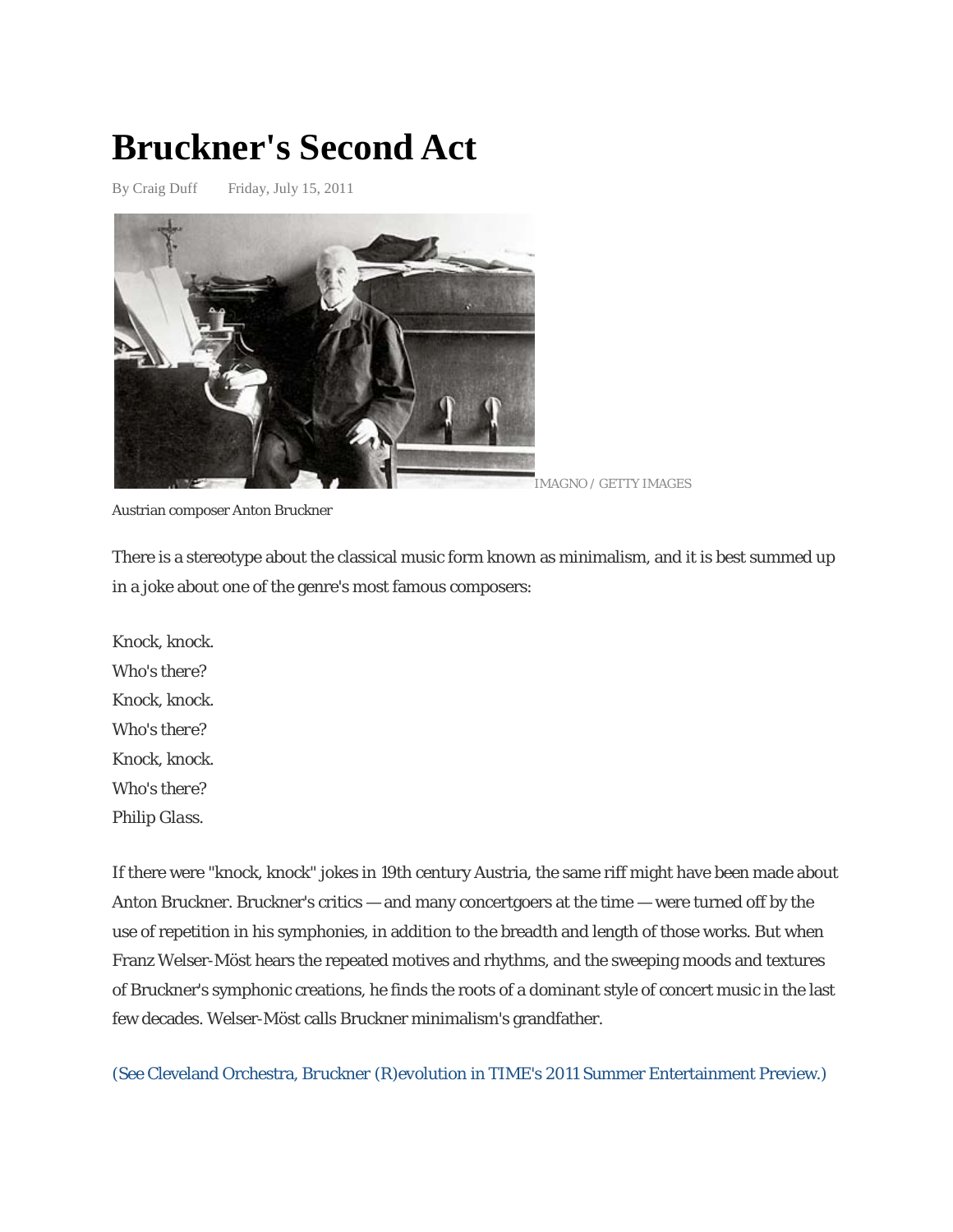# Bruckner's Second Act

By Craig Duff Friday, July 15, 2011

IMAGNO / GETTY IMAGES

Austrian composer Anton Bruckner

There is a stereotype about the classical music form known as minimalism, and it is best summed up in a joke about one of the genre's most famous composers:

Knock, knock.
*Who's there?*
Knock, knock.
*Who's there?*
Knock, knock.
*Who's there?*
*Philip Glass.*

If there were "knock, knock" jokes in 19th century Austria, the same riff might have been made about Anton Bruckner. Bruckner's critics — and many concertgoers at the time — were turned off by the use of repetition in his symphonies, in addition to the breadth and length of those works. But when Franz Welser-Möst hears the repeated motives and rhythms, and the sweeping moods and textures of Bruckner's symphonic creations, he finds the roots of a dominant style of concert music in the last few decades. Welser-Möst calls Bruckner minimalism's grandfather.

(See Cleveland Orchestra, Bruckner (R)evolution in TIME's 2011 Summer Entertainment Preview.)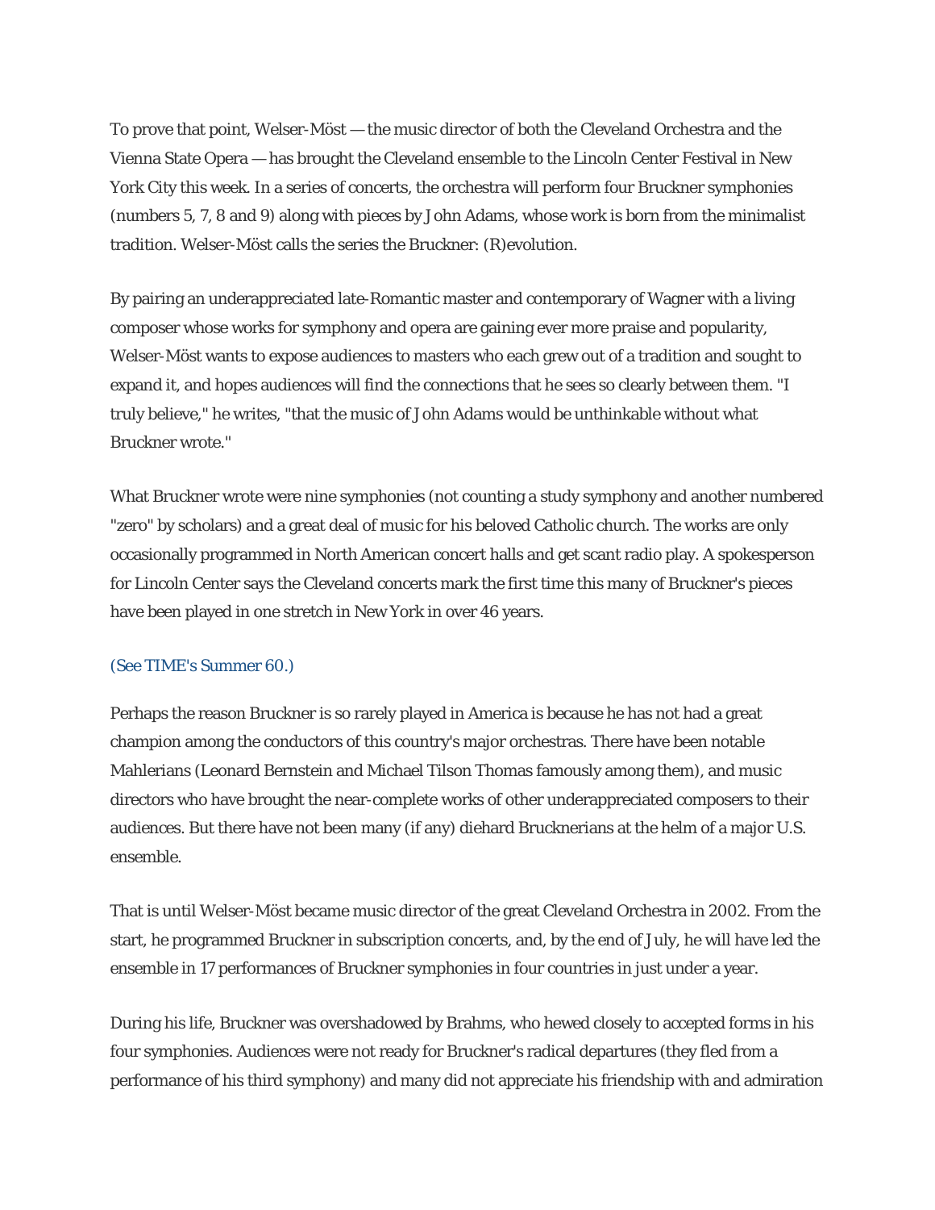To prove that point, Welser-Möst — the music director of both the Cleveland Orchestra and the Vienna State Opera — has brought the Cleveland ensemble to the Lincoln Center Festival in New York City this week. In a series of concerts, the orchestra will perform four Bruckner symphonies (numbers 5, 7, 8 and 9) along with pieces by John Adams, whose work is born from the minimalist tradition. Welser-Möst calls the series the Bruckner: (R)evolution.

By pairing an underappreciated late-Romantic master and contemporary of Wagner with a living composer whose works for symphony and opera are gaining ever more praise and popularity, Welser-Möst wants to expose audiences to masters who each grew out of a tradition and sought to expand it, and hopes audiences will find the connections that he sees so clearly between them. "I truly believe," he writes, "that the music of John Adams would be unthinkable without what Bruckner wrote."

What Bruckner wrote were nine symphonies (not counting a study symphony and another numbered "zero" by scholars) and a great deal of music for his beloved Catholic church. The works are only occasionally programmed in North American concert halls and get scant radio play. A spokesperson for Lincoln Center says the Cleveland concerts mark the first time this many of Bruckner's pieces have been played in one stretch in New York in over 46 years.

(See TIME's Summer 60.)

Perhaps the reason Bruckner is so rarely played in America is because he has not had a great champion among the conductors of this country's major orchestras. There have been notable Mahlerians (Leonard Bernstein and Michael Tilson Thomas famously among them), and music directors who have brought the near-complete works of other underappreciated composers to their audiences. But there have not been many (if any) diehard Brucknerians at the helm of a major U.S. ensemble.

That is until Welser-Möst became music director of the great Cleveland Orchestra in 2002. From the start, he programmed Bruckner in subscription concerts, and, by the end of July, he will have led the ensemble in 17 performances of Bruckner symphonies in four countries in just under a year.

During his life, Bruckner was overshadowed by Brahms, who hewed closely to accepted forms in his four symphonies. Audiences were not ready for Bruckner's radical departures (they fled from a performance of his third symphony) and many did not appreciate his friendship with and admiration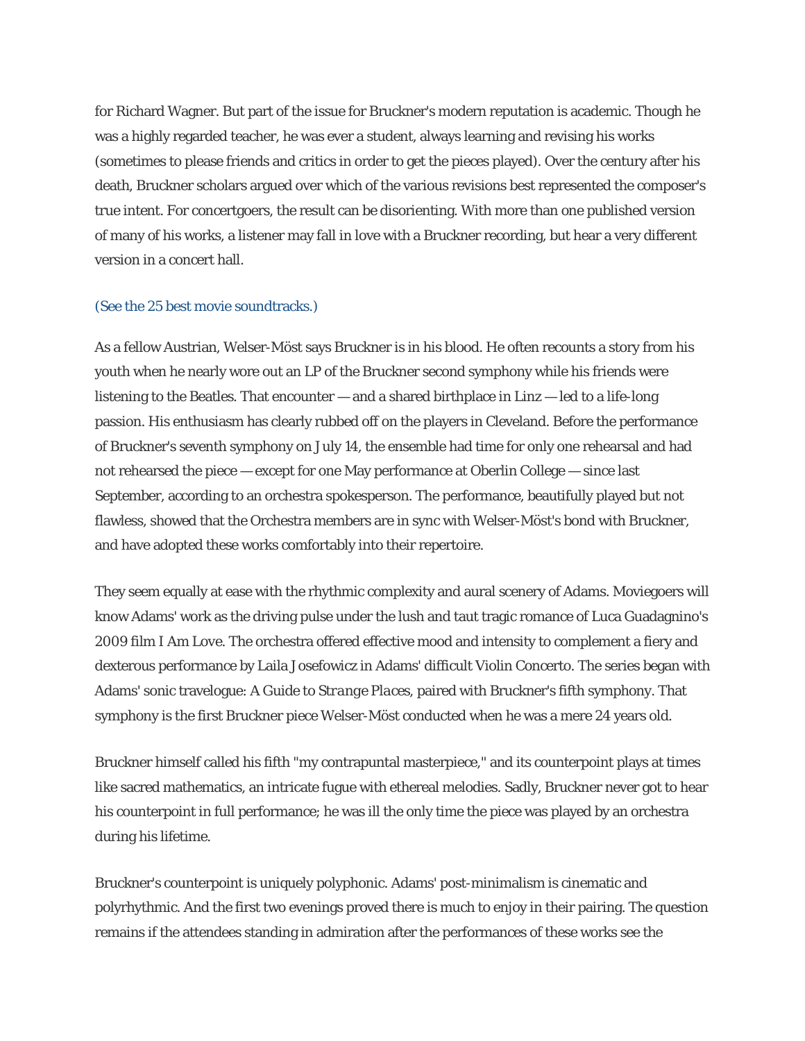for Richard Wagner. But part of the issue for Bruckner's modern reputation is academic. Though he was a highly regarded teacher, he was ever a student, always learning and revising his works (sometimes to please friends and critics in order to get the pieces played). Over the century after his death, Bruckner scholars argued over which of the various revisions best represented the composer's true intent. For concertgoers, the result can be disorienting. With more than one published version of many of his works, a listener may fall in love with a Bruckner recording, but hear a very different version in a concert hall.

(See the 25 best movie soundtracks.)

As a fellow Austrian, Welser-Möst says Bruckner is in his blood. He often recounts a story from his youth when he nearly wore out an LP of the Bruckner second symphony while his friends were listening to the Beatles. That encounter — and a shared birthplace in Linz — led to a life-long passion. His enthusiasm has clearly rubbed off on the players in Cleveland. Before the performance of Bruckner's seventh symphony on July 14, the ensemble had time for only one rehearsal and had not rehearsed the piece — except for one May performance at Oberlin College — since last September, according to an orchestra spokesperson. The performance, beautifully played but not flawless, showed that the Orchestra members are in sync with Welser-Möst's bond with Bruckner, and have adopted these works comfortably into their repertoire.

They seem equally at ease with the rhythmic complexity and aural scenery of Adams. Moviegoers will know Adams' work as the driving pulse under the lush and taut tragic romance of Luca Guadagnino's 2009 film I Am Love. The orchestra offered effective mood and intensity to complement a fiery and dexterous performance by Laila Josefowicz in Adams' difficult Violin Concerto. The series began with Adams' sonic travelogue: *A Guide to Strange Places*, paired with Bruckner's fifth symphony. That symphony is the first Bruckner piece Welser-Möst conducted when he was a mere 24 years old.

Bruckner himself called his fifth "my contrapuntal masterpiece," and its counterpoint plays at times like sacred mathematics, an intricate fugue with ethereal melodies. Sadly, Bruckner never got to hear his counterpoint in full performance; he was ill the only time the piece was played by an orchestra during his lifetime.

Bruckner's counterpoint is uniquely polyphonic. Adams' post-minimalism is cinematic and polyrhythmic. And the first two evenings proved there is much to enjoy in their pairing. The question remains if the attendees standing in admiration after the performances of these works see the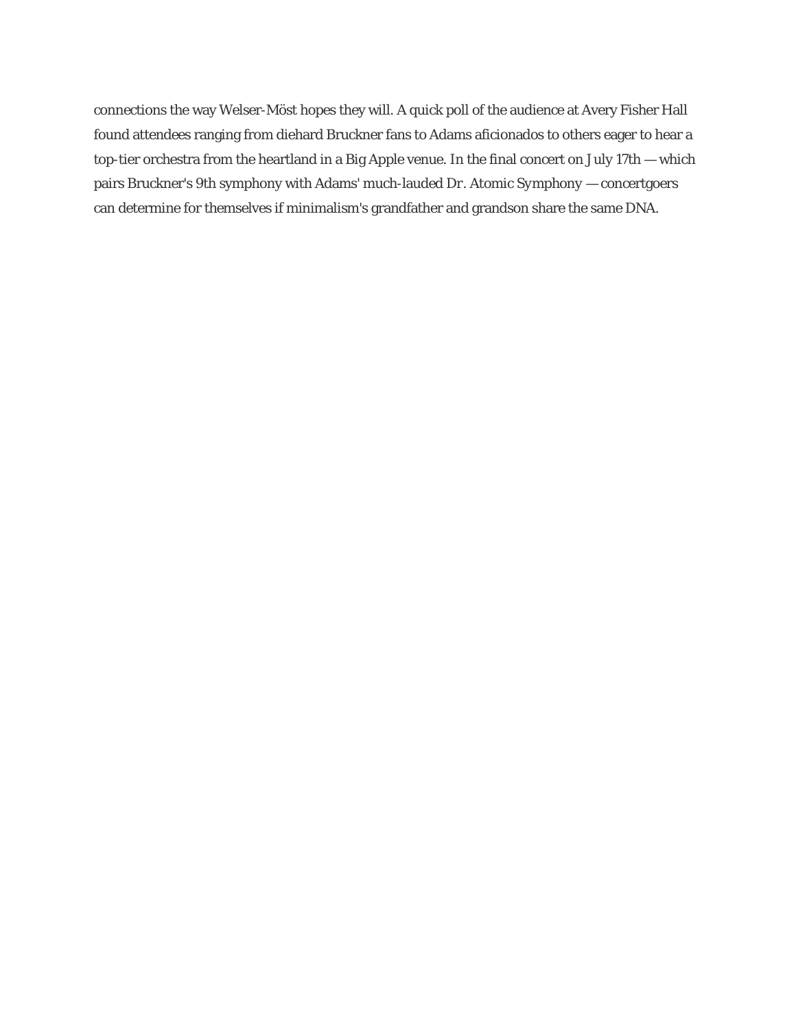connections the way Welser-Möst hopes they will. A quick poll of the audience at Avery Fisher Hall found attendees ranging from diehard Bruckner fans to Adams aficionados to others eager to hear a top-tier orchestra from the heartland in a Big Apple venue. In the final concert on July 17th — which pairs Bruckner's 9th symphony with Adams' much-lauded Dr. Atomic Symphony — concertgoers can determine for themselves if minimalism's grandfather and grandson share the same DNA.